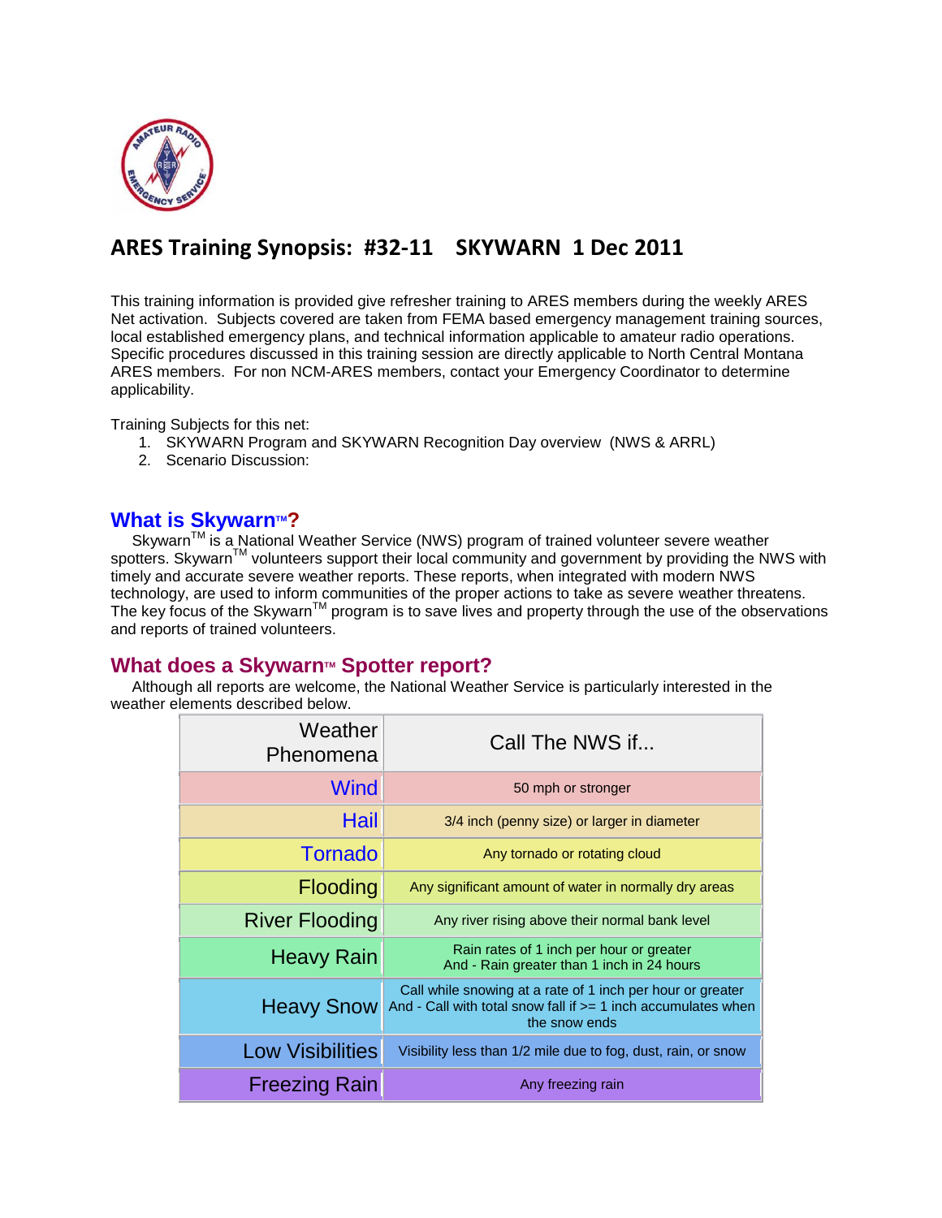# ARES Training Synopsis: #32-11 SKYWARN 1 Dec 2011

This training information is provided give refresher training to ARES members during the weekly ARES Net activation. Subjects covered are taken from FEMA based emergency management training sources, local established emergency plans, and technical information applicable to amateur radio operations. Specific procedures discussed in this training session are directly applicable to North Central Montana ARES members. For non NCM-ARES members, contact your Emergency Coordinator to determine applicability.

Training Subjects for this net:

1. SKYWARN Program and SKYWARN Recognition Day overview (NWS & ARRL)
2. Scenario Discussion:

## What is Skywarn™?

Skywarn™ is a National Weather Service (NWS) program of trained volunteer severe weather spotters. Skywarn™ volunteers support their local community and government by providing the NWS with timely and accurate severe weather reports. These reports, when integrated with modern NWS technology, are used to inform communities of the proper actions to take as severe weather threatens. The key focus of the Skywarn™ program is to save lives and property through the use of the observations and reports of trained volunteers.

## What does a Skywarn™ Spotter report?

Although all reports are welcome, the National Weather Service is particularly interested in the weather elements described below.

| Weather Phenomena | Call The NWS if... |
|---|---|
| Wind | 50 mph or stronger |
| Hail | 3/4 inch (penny size) or larger in diameter |
| Tornado | Any tornado or rotating cloud |
| Flooding | Any significant amount of water in normally dry areas |
| River Flooding | Any river rising above their normal bank level |
| Heavy Rain | Rain rates of 1 inch per hour or greater<br>And - Rain greater than 1 inch in 24 hours |
| Heavy Snow | Call while snowing at a rate of 1 inch per hour or greater<br>And - Call with total snow fall if >= 1 inch accumulates when the snow ends |
| Low Visibilities | Visibility less than 1/2 mile due to fog, dust, rain, or snow |
| Freezing Rain | Any freezing rain |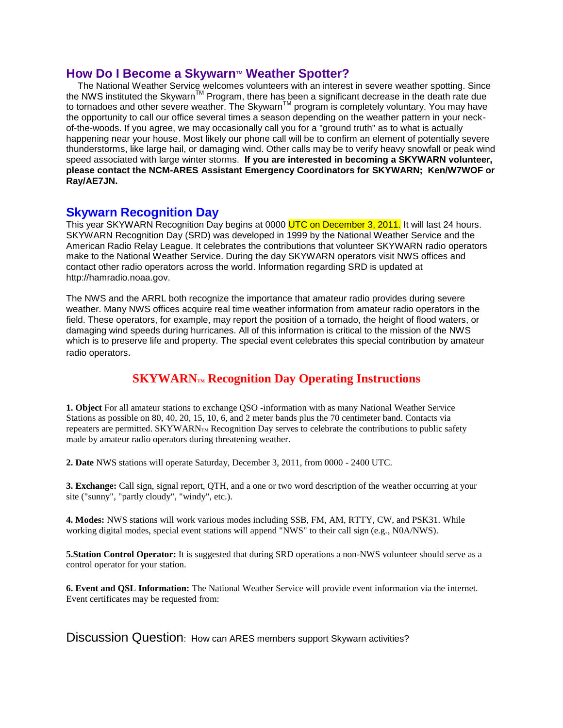## How Do I Become a Skywarn™ Weather Spotter?

The National Weather Service welcomes volunteers with an interest in severe weather spotting. Since the NWS instituted the Skywarn™ Program, there has been a significant decrease in the death rate due to tornadoes and other severe weather. The Skywarn™ program is completely voluntary. You may have the opportunity to call our office several times a season depending on the weather pattern in your neck-of-the-woods. If you agree, we may occasionally call you for a "ground truth" as to what is actually happening near your house. Most likely our phone call will be to confirm an element of potentially severe thunderstorms, like large hail, or damaging wind. Other calls may be to verify heavy snowfall or peak wind speed associated with large winter storms. **If you are interested in becoming a SKYWARN volunteer, please contact the NCM-ARES Assistant Emergency Coordinators for SKYWARN; Ken/W7WOF or Ray/AE7JN.**

## Skywarn Recognition Day

This year SKYWARN Recognition Day begins at 0000 UTC on December 3, 2011. It will last 24 hours. SKYWARN Recognition Day (SRD) was developed in 1999 by the National Weather Service and the American Radio Relay League. It celebrates the contributions that volunteer SKYWARN radio operators make to the National Weather Service. During the day SKYWARN operators visit NWS offices and contact other radio operators across the world. Information regarding SRD is updated at http://hamradio.noaa.gov.

The NWS and the ARRL both recognize the importance that amateur radio provides during severe weather. Many NWS offices acquire real time weather information from amateur radio operators in the field. These operators, for example, may report the position of a tornado, the height of flood waters, or damaging wind speeds during hurricanes. All of this information is critical to the mission of the NWS which is to preserve life and property. The special event celebrates this special contribution by amateur radio operators.

## SKYWARN™ Recognition Day Operating Instructions

**1. Object** For all amateur stations to exchange QSO -information with as many National Weather Service Stations as possible on 80, 40, 20, 15, 10, 6, and 2 meter bands plus the 70 centimeter band. Contacts via repeaters are permitted. SKYWARN™ Recognition Day serves to celebrate the contributions to public safety made by amateur radio operators during threatening weather.

**2. Date** NWS stations will operate Saturday, December 3, 2011, from 0000 - 2400 UTC.

**3. Exchange:** Call sign, signal report, QTH, and a one or two word description of the weather occurring at your site ("sunny", "partly cloudy", "windy", etc.).

**4. Modes:** NWS stations will work various modes including SSB, FM, AM, RTTY, CW, and PSK31. While working digital modes, special event stations will append "NWS" to their call sign (e.g., N0A/NWS).

**5.Station Control Operator:** It is suggested that during SRD operations a non-NWS volunteer should serve as a control operator for your station.

**6. Event and QSL Information:** The National Weather Service will provide event information via the internet. Event certificates may be requested from:

Discussion Question: How can ARES members support Skywarn activities?